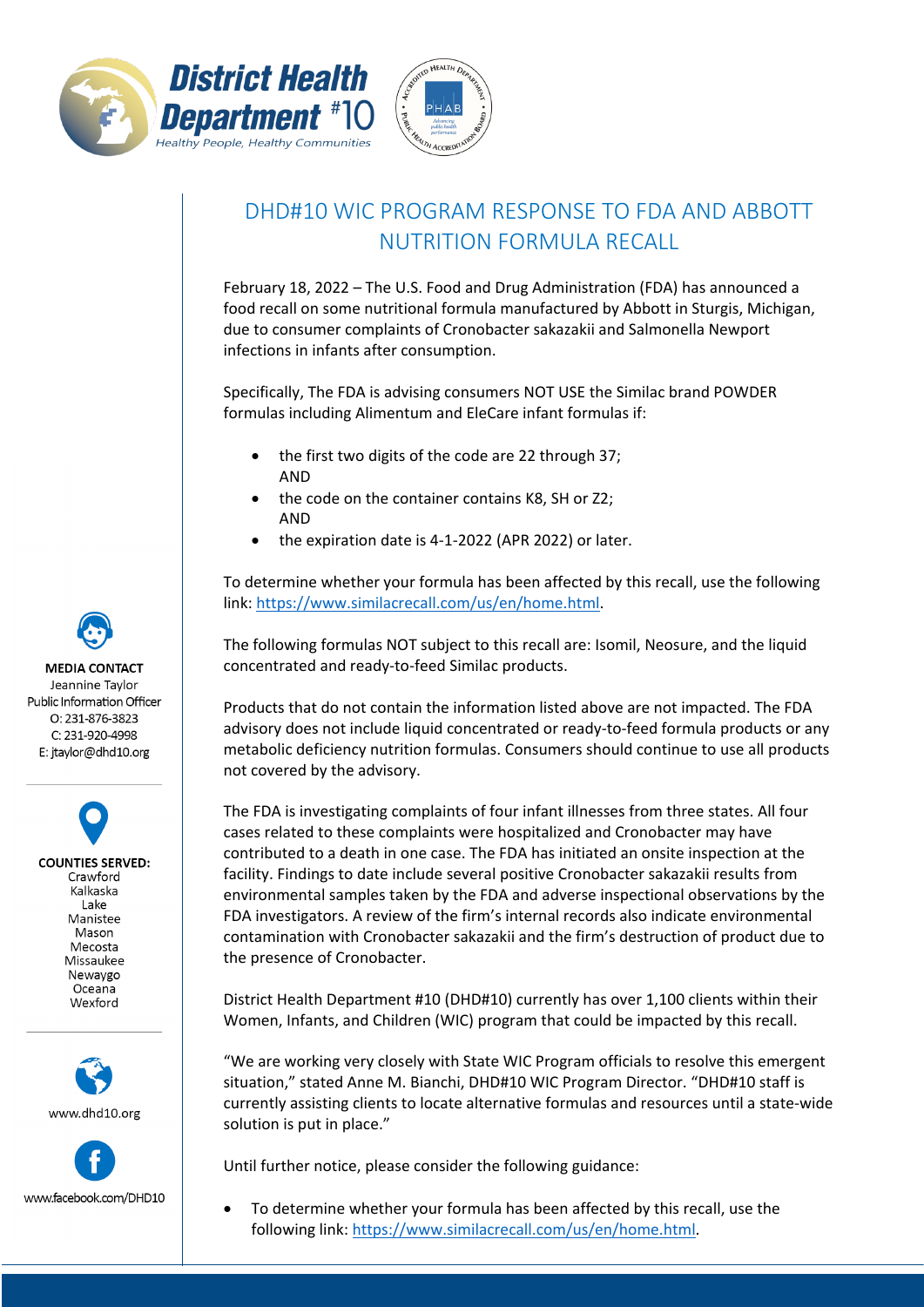# DHD#10 WIC PROGRAM RESPONSE TO FDA AND ABBOTT NUTRITION FORMULA RECALL

February 18, 2022 – The U.S. Food and Drug Administration (FDA) has announced a food recall on some nutritional formula manufactured by Abbott in Sturgis, Michigan, due to consumer complaints of Cronobacter sakazakii and Salmonella Newport infections in infants after consumption.

Specifically, The FDA is advising consumers NOT USE the Similac brand POWDER formulas including Alimentum and EleCare infant formulas if:

- the first two digits of the code are 22 through 37;
  AND
- the code on the container contains K8, SH or Z2;
  AND
- the expiration date is 4-1-2022 (APR 2022) or later.

To determine whether your formula has been affected by this recall, use the following link: https://www.similacrecall.com/us/en/home.html.

The following formulas NOT subject to this recall are: Isomil, Neosure, and the liquid concentrated and ready-to-feed Similac products.

Products that do not contain the information listed above are not impacted. The FDA advisory does not include liquid concentrated or ready-to-feed formula products or any metabolic deficiency nutrition formulas. Consumers should continue to use all products not covered by the advisory.

The FDA is investigating complaints of four infant illnesses from three states. All four cases related to these complaints were hospitalized and Cronobacter may have contributed to a death in one case. The FDA has initiated an onsite inspection at the facility. Findings to date include several positive Cronobacter sakazakii results from environmental samples taken by the FDA and adverse inspectional observations by the FDA investigators. A review of the firm's internal records also indicate environmental contamination with Cronobacter sakazakii and the firm's destruction of product due to the presence of Cronobacter.

District Health Department #10 (DHD#10) currently has over 1,100 clients within their Women, Infants, and Children (WIC) program that could be impacted by this recall.

"We are working very closely with State WIC Program officials to resolve this emergent situation," stated Anne M. Bianchi, DHD#10 WIC Program Director. "DHD#10 staff is currently assisting clients to locate alternative formulas and resources until a state-wide solution is put in place."

Until further notice, please consider the following guidance:

- To determine whether your formula has been affected by this recall, use the following link: https://www.similacrecall.com/us/en/home.html.

**MEDIA CONTACT**
Jeannine Taylor
Public Information Officer
O: 231-876-3823
C: 231-920-4998
E: jtaylor@dhd10.org

**COUNTIES SERVED:**
Crawford
Kalkaska
Lake
Manistee
Mason
Mecosta
Missaukee
Newaygo
Oceana
Wexford

www.dhd10.org

www.facebook.com/DHD10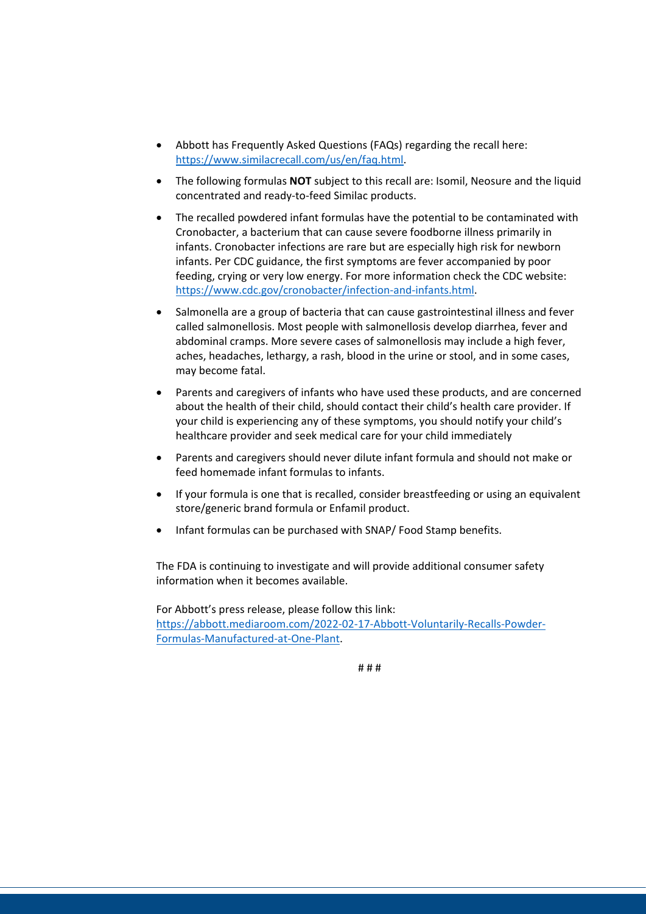- Abbott has Frequently Asked Questions (FAQs) regarding the recall here: [https://www.similacrecall.com/us/en/faq.html](https://www.similacrecall.com/us/en/faq.html).
- The following formulas **NOT** subject to this recall are: Isomil, Neosure and the liquid concentrated and ready-to-feed Similac products.
- The recalled powdered infant formulas have the potential to be contaminated with Cronobacter, a bacterium that can cause severe foodborne illness primarily in infants. Cronobacter infections are rare but are especially high risk for newborn infants. Per CDC guidance, the first symptoms are fever accompanied by poor feeding, crying or very low energy. For more information check the CDC website: [https://www.cdc.gov/cronobacter/infection-and-infants.html](https://www.cdc.gov/cronobacter/infection-and-infants.html).
- Salmonella are a group of bacteria that can cause gastrointestinal illness and fever called salmonellosis. Most people with salmonellosis develop diarrhea, fever and abdominal cramps. More severe cases of salmonellosis may include a high fever, aches, headaches, lethargy, a rash, blood in the urine or stool, and in some cases, may become fatal.
- Parents and caregivers of infants who have used these products, and are concerned about the health of their child, should contact their child's health care provider. If your child is experiencing any of these symptoms, you should notify your child's healthcare provider and seek medical care for your child immediately
- Parents and caregivers should never dilute infant formula and should not make or feed homemade infant formulas to infants.
- If your formula is one that is recalled, consider breastfeeding or using an equivalent store/generic brand formula or Enfamil product.
- Infant formulas can be purchased with SNAP/ Food Stamp benefits.

The FDA is continuing to investigate and will provide additional consumer safety information when it becomes available.

For Abbott's press release, please follow this link: [https://abbott.mediaroom.com/2022-02-17-Abbott-Voluntarily-Recalls-Powder-Formulas-Manufactured-at-One-Plant](https://abbott.mediaroom.com/2022-02-17-Abbott-Voluntarily-Recalls-Powder-Formulas-Manufactured-at-One-Plant).

# # #